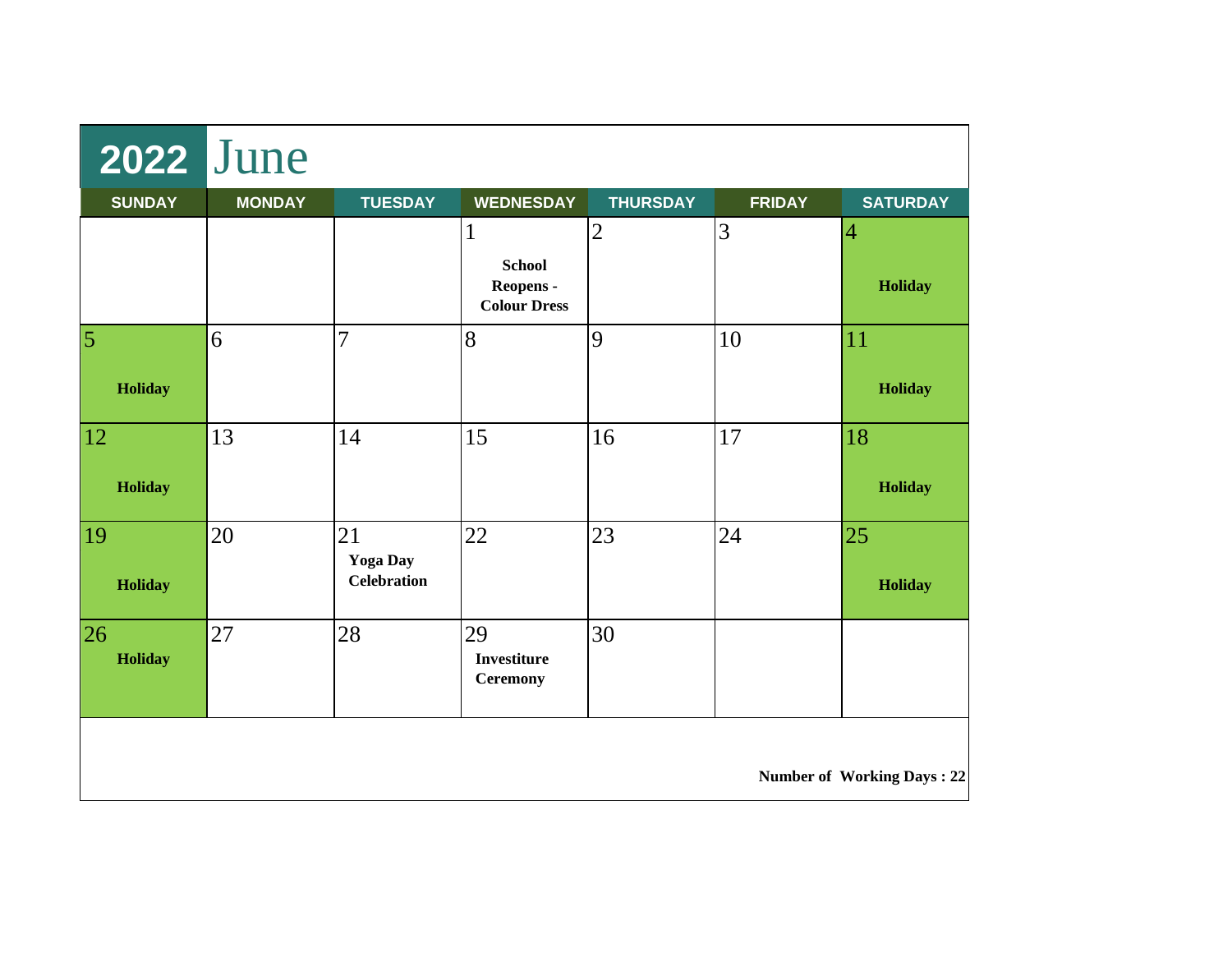# 2022 June

| SUNDAY | MONDAY | TUESDAY | WEDNESDAY | THURSDAY | FRIDAY | SATURDAY |
|---|---|---|---|---|---|---|
| | | | 1 **School Reopens - Colour Dress** | 2 | 3 | 4 **Holiday** |
| 5 **Holiday** | 6 | 7 | 8 | 9 | 10 | 11 **Holiday** |
| 12 **Holiday** | 13 | 14 | 15 | 16 | 17 | 18 **Holiday** |
| 19 **Holiday** | 20 | 21 **Yoga Day Celebration** | 22 | 23 | 24 | 25 **Holiday** |
| 26 **Holiday** | 27 | 28 | 29 **Investiture Ceremony** | 30 | | |

**Number of Working Days : 22**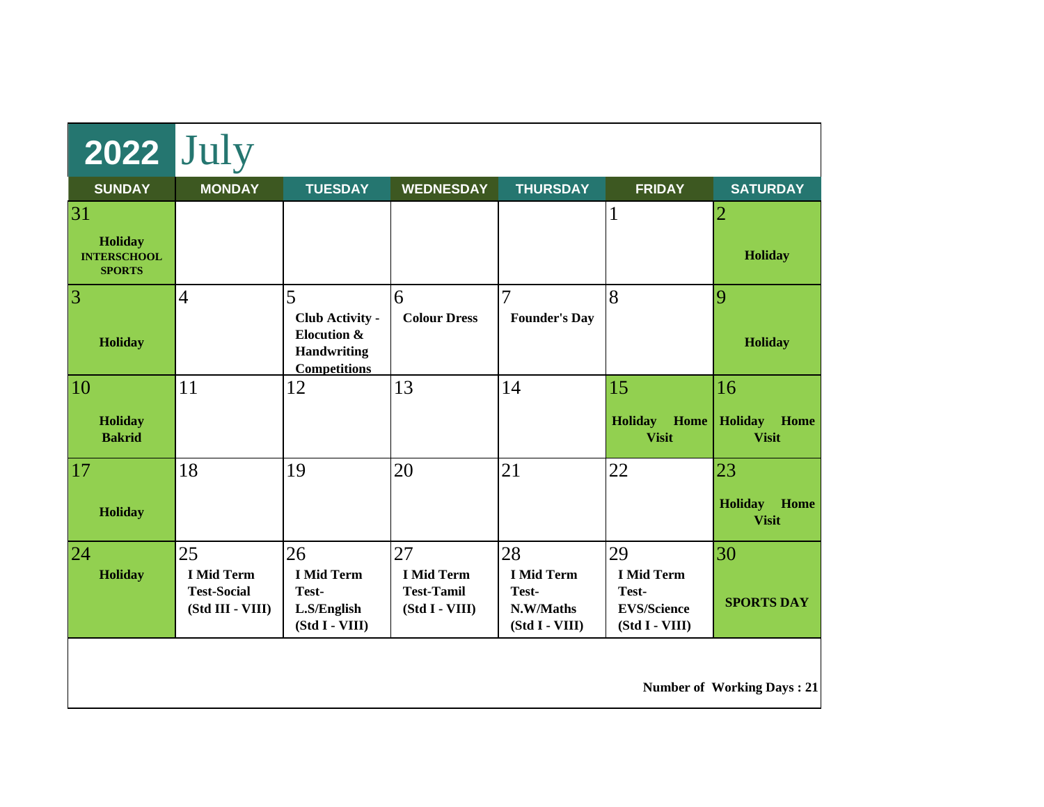# 2022 July

| SUNDAY | MONDAY | TUESDAY | WEDNESDAY | THURSDAY | FRIDAY | SATURDAY |
|---|---|---|---|---|---|---|
| 31 **Holiday INTERSCHOOL SPORTS** | | | | | 1 | 2 **Holiday** |
| 3 **Holiday** | 4 | 5 **Club Activity - Elocution & Handwriting Competitions** | 6 **Colour Dress** | 7 **Founder's Day** | 8 | 9 **Holiday** |
| 10 **Holiday Bakrid** | 11 | 12 | 13 | 14 | 15 **Holiday Home Visit** | 16 **Holiday Home Visit** |
| 17 **Holiday** | 18 | 19 | 20 | 21 | 22 | 23 **Holiday Home Visit** |
| 24 **Holiday** | 25 **I Mid Term Test-Social (Std III - VIII)** | 26 **I Mid Term Test- L.S/English (Std I - VIII)** | 27 **I Mid Term Test-Tamil (Std I - VIII)** | 28 **I Mid Term Test- N.W/Maths (Std I - VIII)** | 29 **I Mid Term Test- EVS/Science (Std I - VIII)** | 30 **SPORTS DAY** |

**Number of Working Days : 21**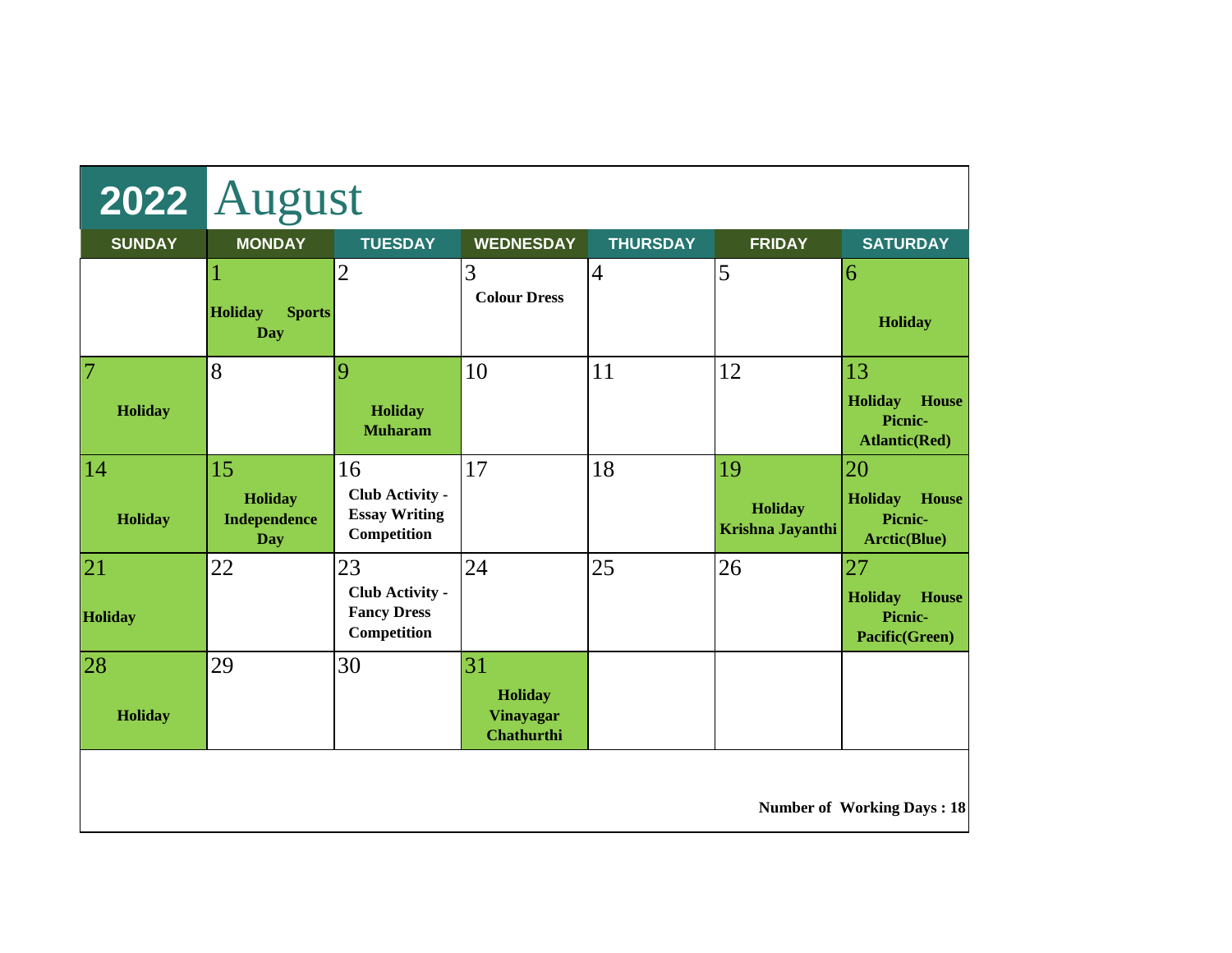# 2022 August

| SUNDAY | MONDAY | TUESDAY | WEDNESDAY | THURSDAY | FRIDAY | SATURDAY |
|---|---|---|---|---|---|---|
| | 1 **Holiday Sports Day** | 2 | 3 **Colour Dress** | 4 | 5 | 6 **Holiday** |
| 7 **Holiday** | 8 | 9 **Holiday Muharam** | 10 | 11 | 12 | 13 **Holiday House Picnic- Atlantic(Red)** |
| 14 **Holiday** | 15 **Holiday Independence Day** | 16 **Club Activity - Essay Writing Competition** | 17 | 18 | 19 **Holiday Krishna Jayanthi** | 20 **Holiday House Picnic- Arctic(Blue)** |
| 21 **Holiday** | 22 | 23 **Club Activity - Fancy Dress Competition** | 24 | 25 | 26 | 27 **Holiday House Picnic- Pacific(Green)** |
| 28 **Holiday** | 29 | 30 | 31 **Holiday Vinayagar Chathurthi** | | | |

**Number of Working Days : 18**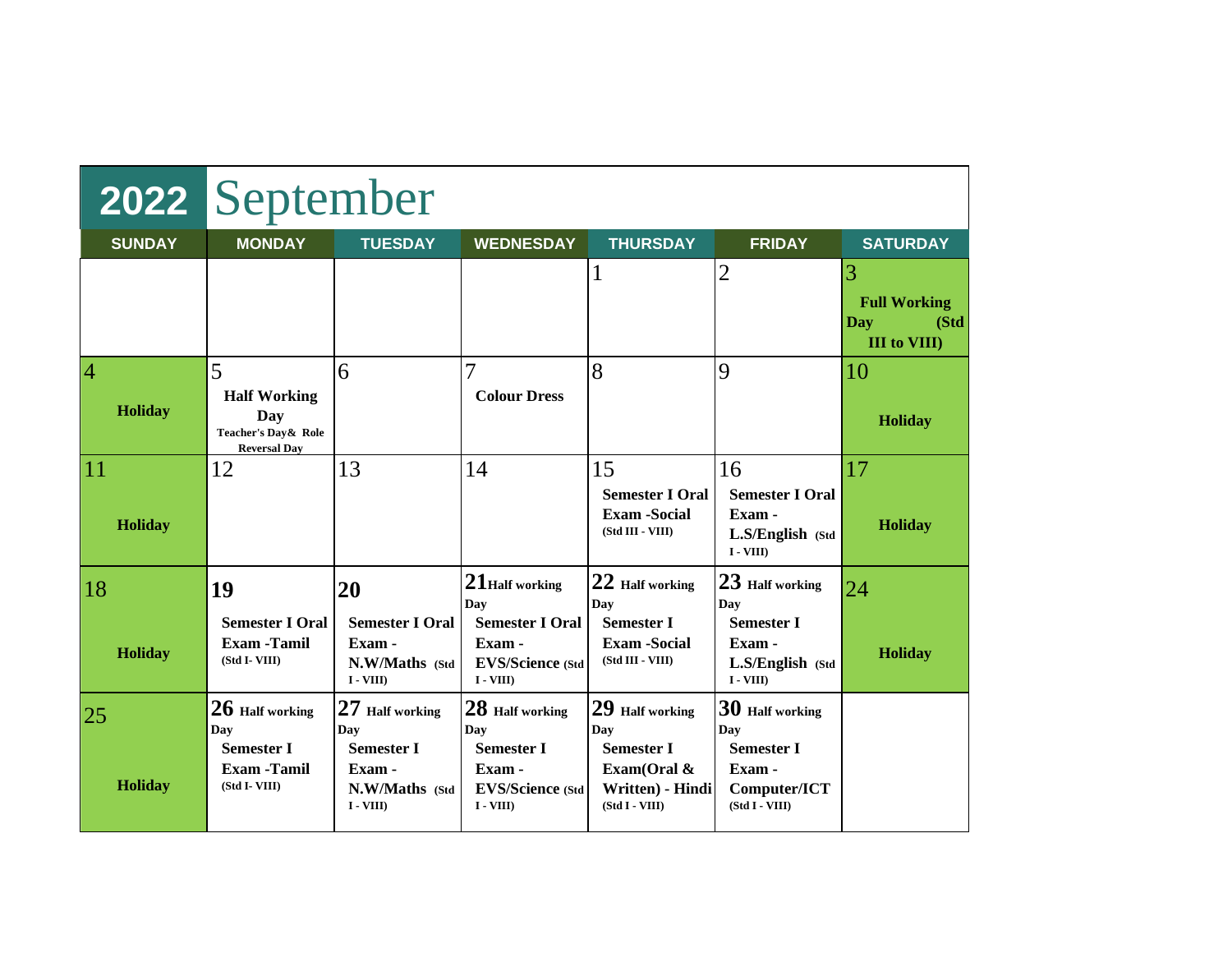# 2022 September

| SUNDAY | MONDAY | TUESDAY | WEDNESDAY | THURSDAY | FRIDAY | SATURDAY |
|---|---|---|---|---|---|---|
| | | | | 1 | 2 | 3 **Full Working Day (Std III to VIII)** |
| 4 **Holiday** | 5 **Half Working Day** **Teacher's Day& Role Reversal Day** | 6 | 7 **Colour Dress** | 8 | 9 | 10 **Holiday** |
| 11 **Holiday** | 12 | 13 | 14 | 15 **Semester I Oral Exam -Social (Std III - VIII)** | 16 **Semester I Oral Exam - L.S/English (Std I - VIII)** | 17 **Holiday** |
| 18 **Holiday** | **19** **Semester I Oral Exam -Tamil (Std I- VIII)** | **20** **Semester I Oral Exam - N.W/Maths (Std I - VIII)** | **21** **Half working Day** **Semester I Oral Exam - EVS/Science (Std I - VIII)** | **22** **Half working Day** **Semester I Exam -Social (Std III - VIII)** | **23** **Half working Day** **Semester I Exam - L.S/English (Std I - VIII)** | 24 **Holiday** |
| 25 **Holiday** | **26** **Half working Day** **Semester I Exam -Tamil (Std I- VIII)** | **27** **Half working Day** **Semester I Exam - N.W/Maths (Std I - VIII)** | **28** **Half working Day** **Semester I Exam - EVS/Science (Std I - VIII)** | **29** **Half working Day** **Semester I Exam(Oral & Written) - Hindi (Std I - VIII)** | **30** **Half working Day** **Semester I Exam - Computer/ICT (Std I - VIII)** | |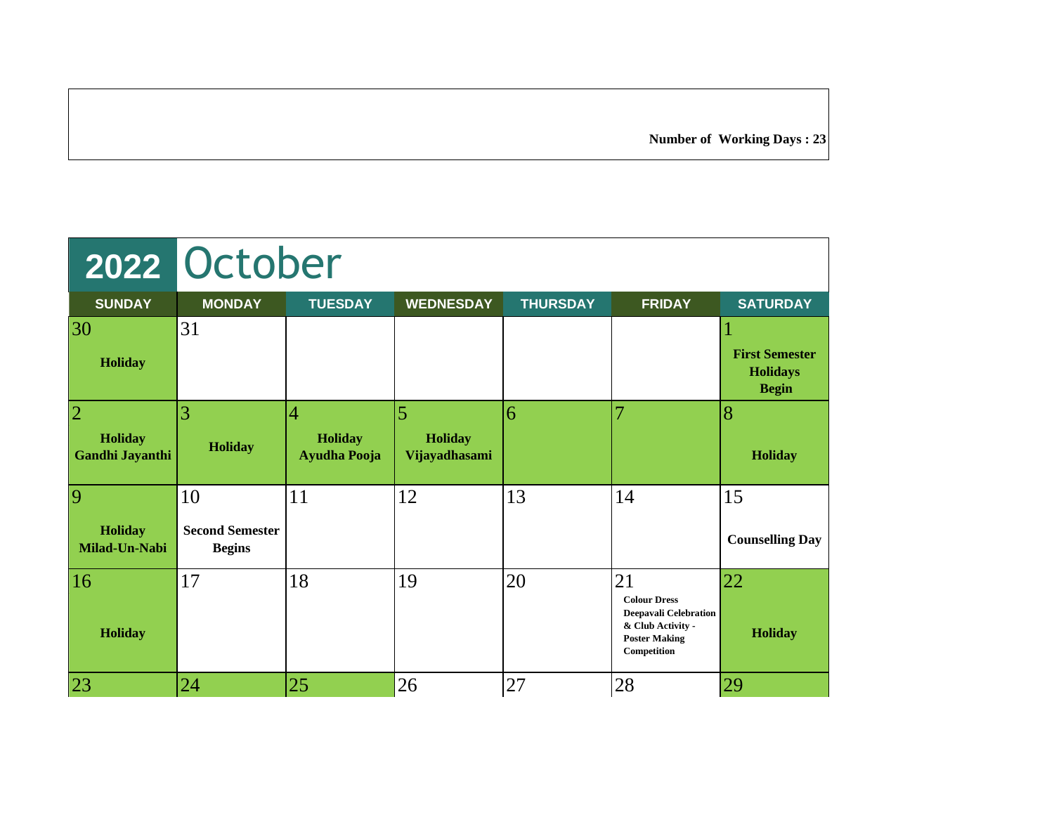**Number of Working Days : 23**

# 2022 October

| SUNDAY | MONDAY | TUESDAY | WEDNESDAY | THURSDAY | FRIDAY | SATURDAY |
|---|---|---|---|---|---|---|
| 30 **Holiday** | 31 | | | | | 1 **First Semester Holidays Begin** |
| 2 **Holiday Gandhi Jayanthi** | 3 **Holiday** | 4 **Holiday Ayudha Pooja** | 5 **Holiday Vijayadhasami** | 6 | 7 | 8 **Holiday** |
| 9 **Holiday Milad-Un-Nabi** | 10 **Second Semester Begins** | 11 | 12 | 13 | 14 | 15 **Counselling Day** |
| 16 **Holiday** | 17 | 18 | 19 | 20 | 21 **Colour Dress Deepavali Celebration & Club Activity - Poster Making Competition** | 22 **Holiday** |
| 23 | 24 | 25 | 26 | 27 | 28 | 29 |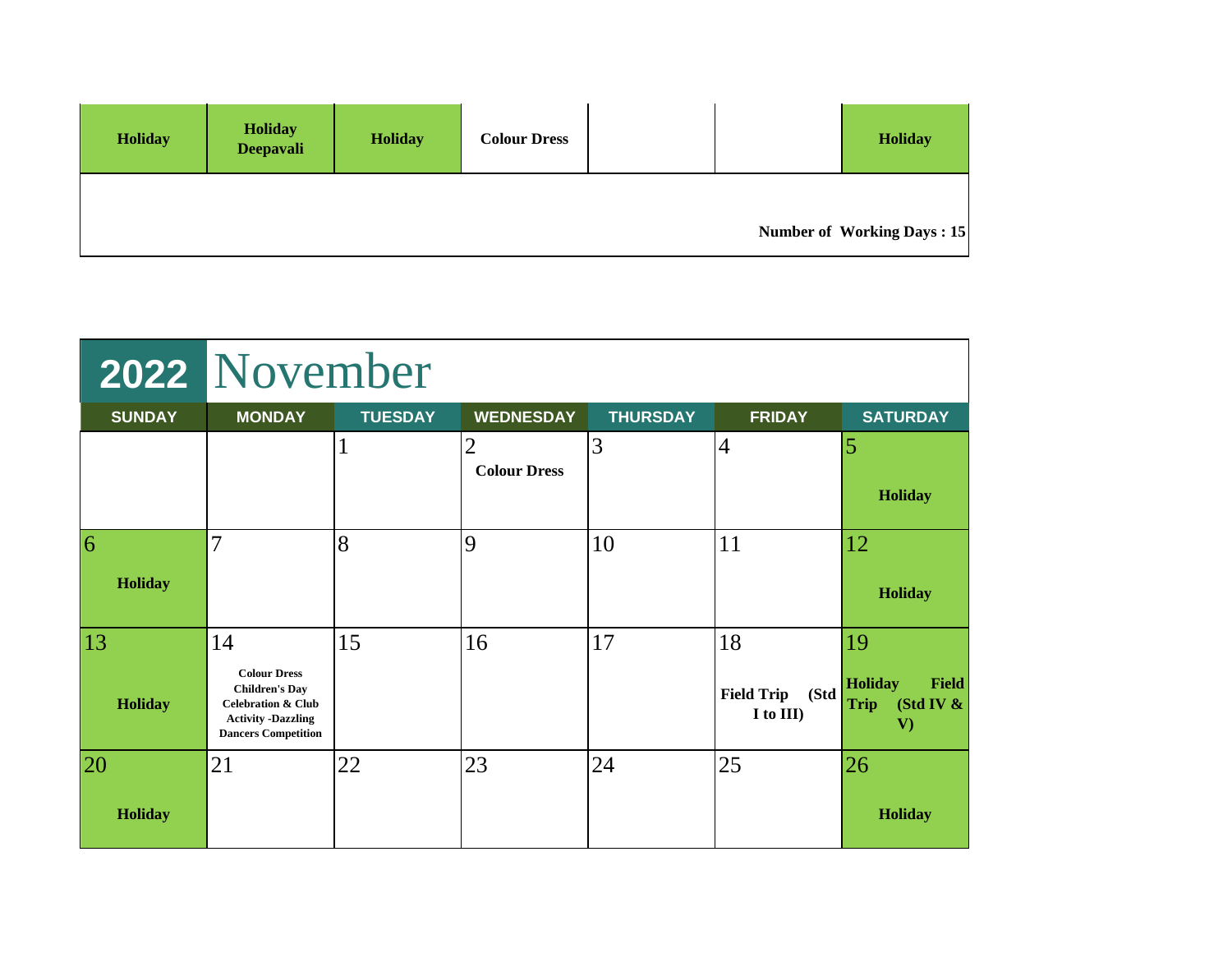| Holiday | Holiday Deepavali | Holiday | Colour Dress | | | Holiday |
|---|---|---|---|---|---|---|

**Number of Working Days : 15**

# 2022 November

| SUNDAY | MONDAY | TUESDAY | WEDNESDAY | THURSDAY | FRIDAY | SATURDAY |
|---|---|---|---|---|---|---|
| | | 1 | 2 Colour Dress | 3 | 4 | 5 Holiday |
| 6 Holiday | 7 | 8 | 9 | 10 | 11 | 12 Holiday |
| 13 Holiday | 14 Colour Dress Children's Day Celebration & Club Activity -Dazzling Dancers Competition | 15 | 16 | 17 | 18 Field Trip (Std I to III) | 19 Holiday Field Trip (Std IV & V) |
| 20 Holiday | 21 | 22 | 23 | 24 | 25 | 26 Holiday |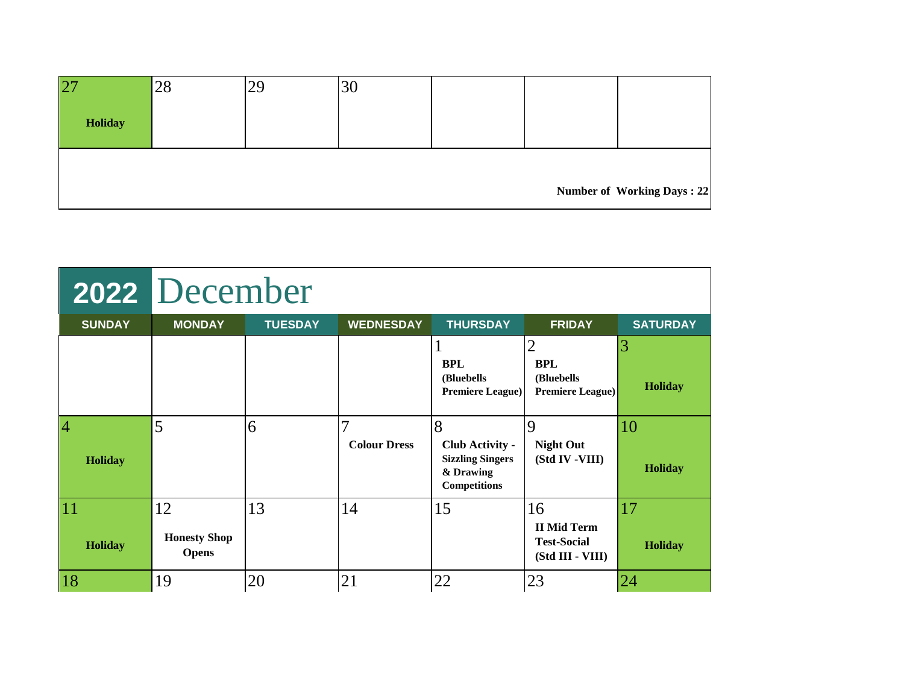| 27 Holiday | 28 | 29 | 30 | | | |
|---|---|---|---|---|---|---|
| | | | | | | **Number of Working Days : 22** |

## 2022 December

| SUNDAY | MONDAY | TUESDAY | WEDNESDAY | THURSDAY | FRIDAY | SATURDAY |
|---|---|---|---|---|---|---|
| | | | | 1 **BPL (Bluebells Premiere League)** | 2 **BPL (Bluebells Premiere League)** | 3 **Holiday** |
| 4 **Holiday** | 5 | 6 | 7 **Colour Dress** | 8 **Club Activity - Sizzling Singers & Drawing Competitions** | 9 **Night Out (Std IV -VIII)** | 10 **Holiday** |
| 11 **Holiday** | 12 **Honesty Shop Opens** | 13 | 14 | 15 | 16 **II Mid Term Test-Social (Std III - VIII)** | 17 **Holiday** |
| 18 | 19 | 20 | 21 | 22 | 23 | 24 |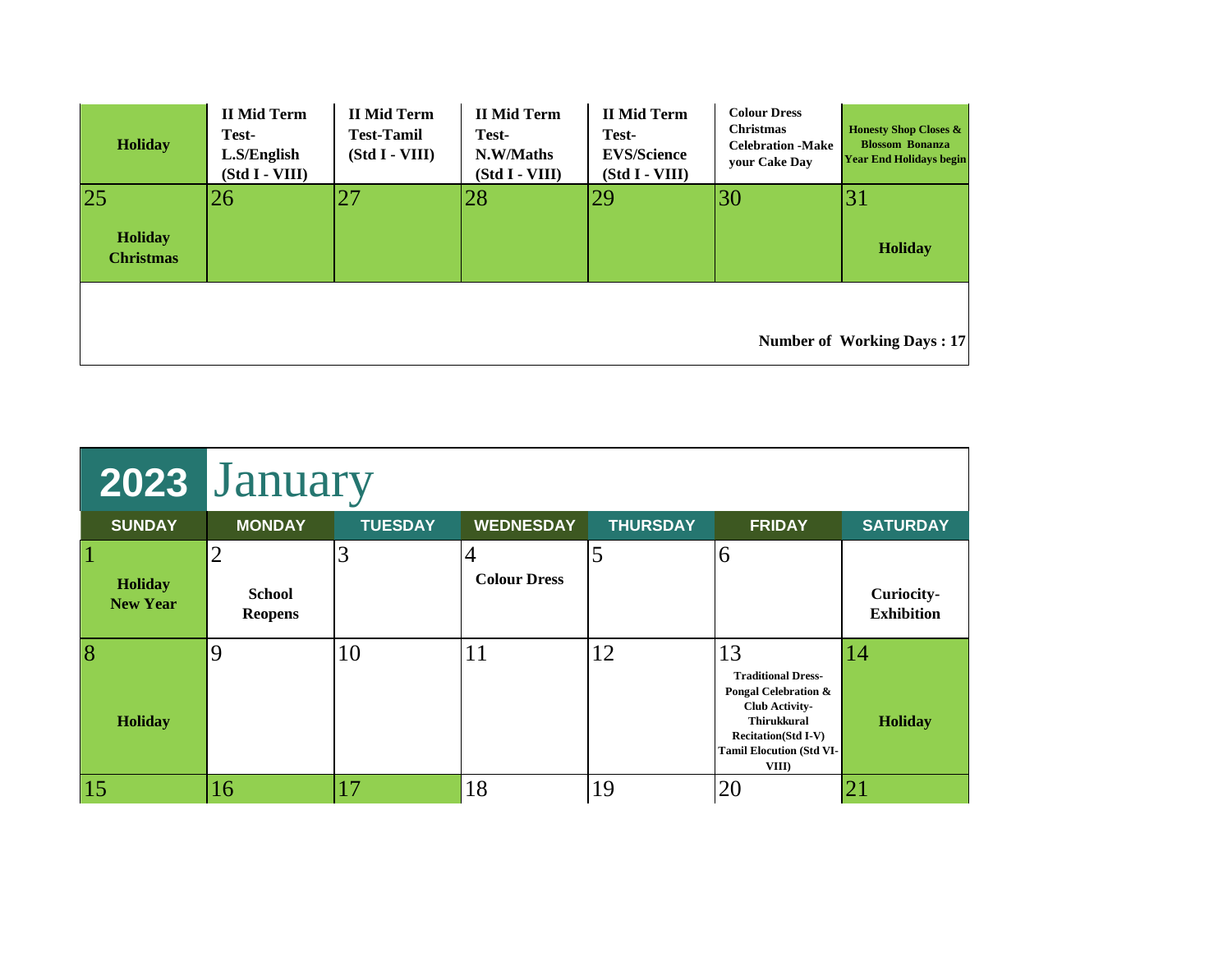| Holiday | II Mid Term Test- L.S/English (Std I - VIII) | II Mid Term Test-Tamil (Std I - VIII) | II Mid Term Test- N.W/Maths (Std I - VIII) | II Mid Term Test- EVS/Science (Std I - VIII) | Colour Dress Christmas Celebration -Make your Cake Day | Honesty Shop Closes & Blossom Bonanza Year End Holidays begin |
|---|---|---|---|---|---|---|
| 25 **Holiday Christmas** | 26 | 27 | 28 | 29 | 30 | 31 **Holiday** |

**Number of Working Days : 17**

# 2023 January

| SUNDAY | MONDAY | TUESDAY | WEDNESDAY | THURSDAY | FRIDAY | SATURDAY |
|---|---|---|---|---|---|---|
| 1 **Holiday New Year** | 2 **School Reopens** | 3 | 4 **Colour Dress** | 5 | 6 | **Curiocity-Exhibition** |
| 8 **Holiday** | 9 | 10 | 11 | 12 | 13 **Traditional Dress- Pongal Celebration & Club Activity- Thirukkural Recitation(Std I-V) Tamil Elocution (Std VI-VIII)** | 14 **Holiday** |
| 15 | 16 | 17 | 18 | 19 | 20 | 21 |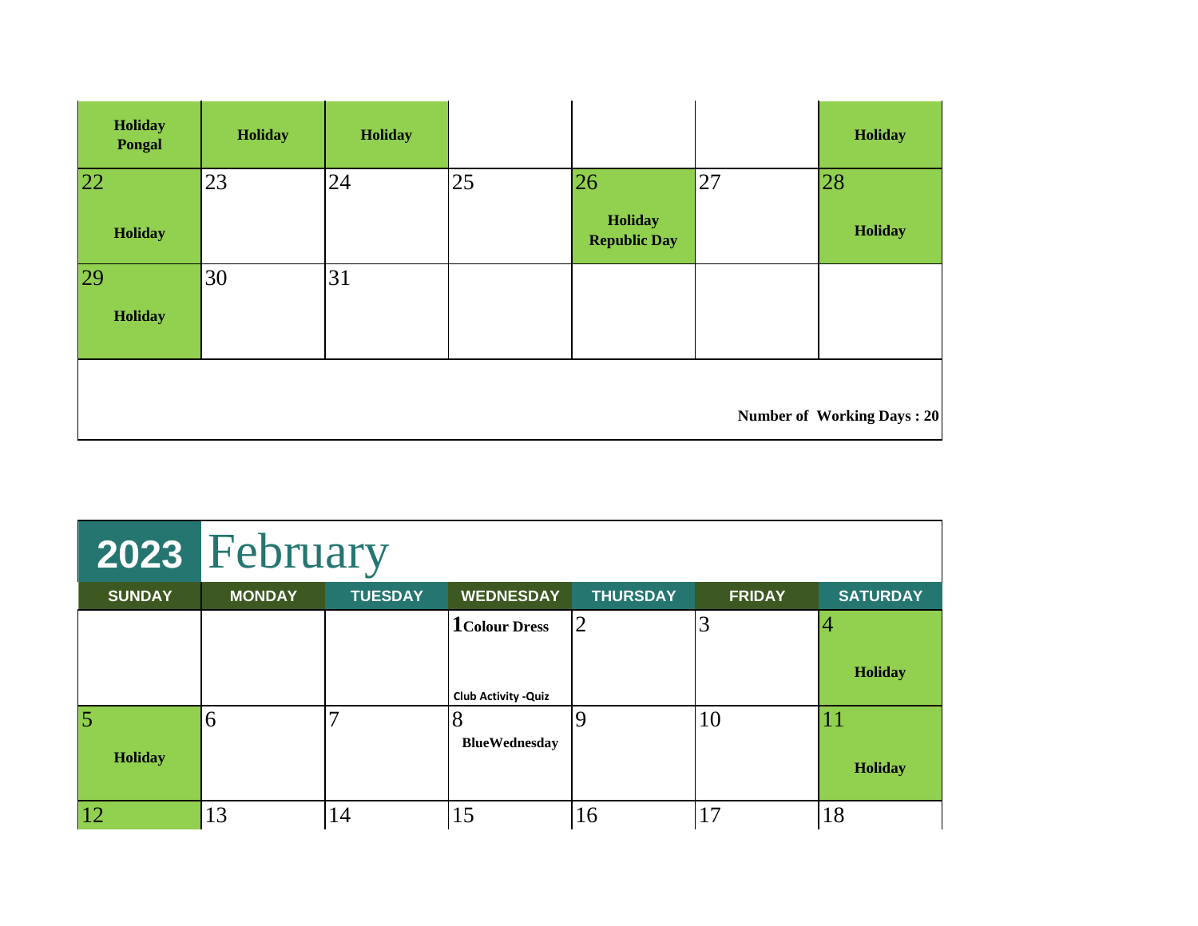| | | | | | | |
|---|---|---|---|---|---|---|
| **Holiday Pongal** | **Holiday** | **Holiday** | | | | **Holiday** |
| 22 **Holiday** | 23 | 24 | 25 | 26 **Holiday Republic Day** | 27 | 28 **Holiday** |
| 29 **Holiday** | 30 | 31 | | | | |

**Number of Working Days : 20**

## 2023 February

| SUNDAY | MONDAY | TUESDAY | WEDNESDAY | THURSDAY | FRIDAY | SATURDAY |
|---|---|---|---|---|---|---|
| | | | **1** **Colour Dress** **Club Activity -Quiz** | 2 | 3 | 4 **Holiday** |
| 5 **Holiday** | 6 | 7 | 8 **BlueWednesday** | 9 | 10 | 11 **Holiday** |
| 12 | 13 | 14 | 15 | 16 | 17 | 18 |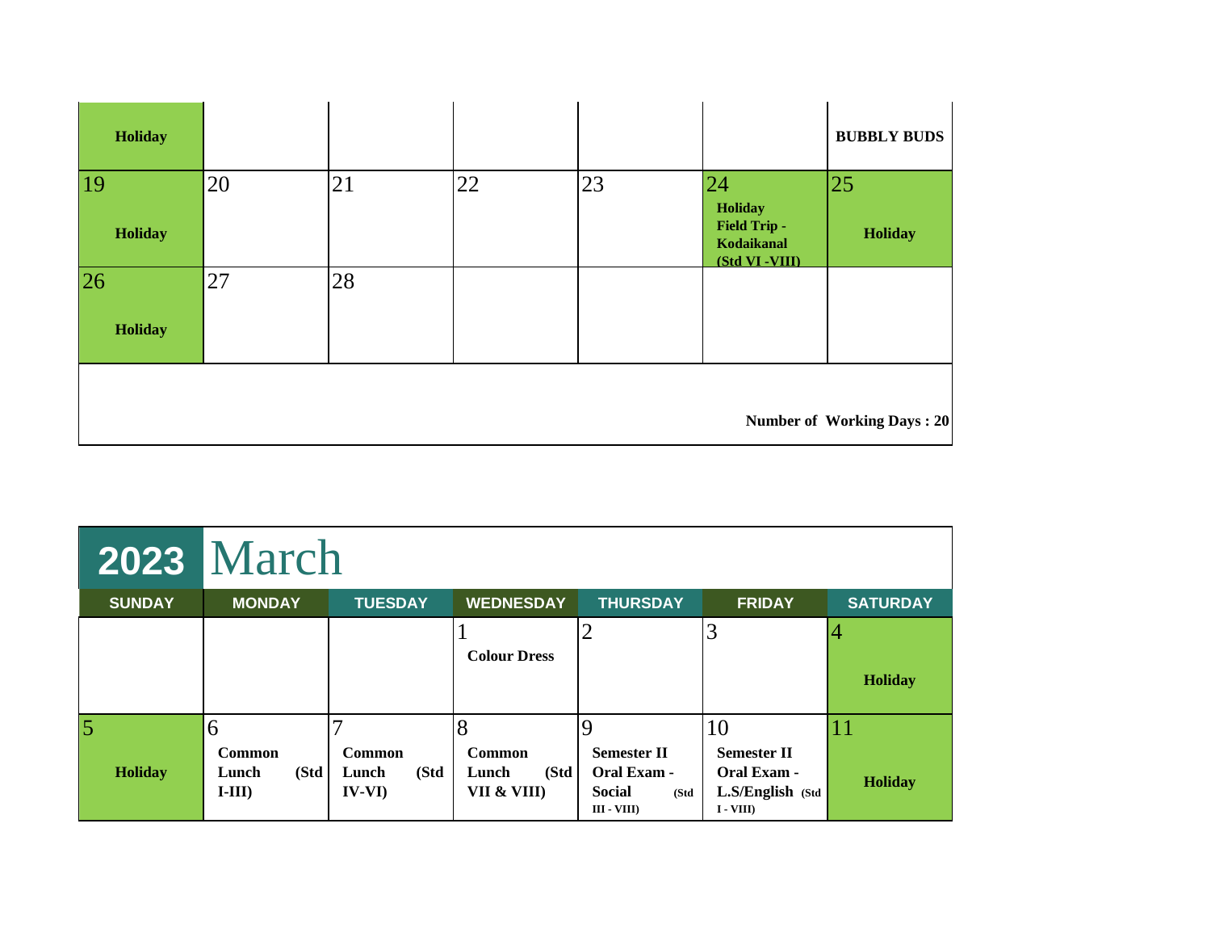| | | | | | | |
|---|---|---|---|---|---|---|
| **Holiday** | | | | | | **BUBBLY BUDS** |
| 19 **Holiday** | 20 | 21 | 22 | 23 | 24 **Holiday** **Field Trip - Kodaikanal (Std VI -VIII)** | 25 **Holiday** |
| 26 **Holiday** | 27 | 28 | | | | |

**Number of Working Days : 20**

# 2023 March

| SUNDAY | MONDAY | TUESDAY | WEDNESDAY | THURSDAY | FRIDAY | SATURDAY |
|---|---|---|---|---|---|---|
| | | | 1 **Colour Dress** | 2 | 3 | 4 **Holiday** |
| 5 **Holiday** | 6 **Common Lunch (Std I-III)** | 7 **Common Lunch (Std IV-VI)** | 8 **Common Lunch (Std VII & VIII)** | 9 **Semester II Oral Exam - Social (Std III - VIII)** | 10 **Semester II Oral Exam - L.S/English (Std I - VIII)** | 11 **Holiday** |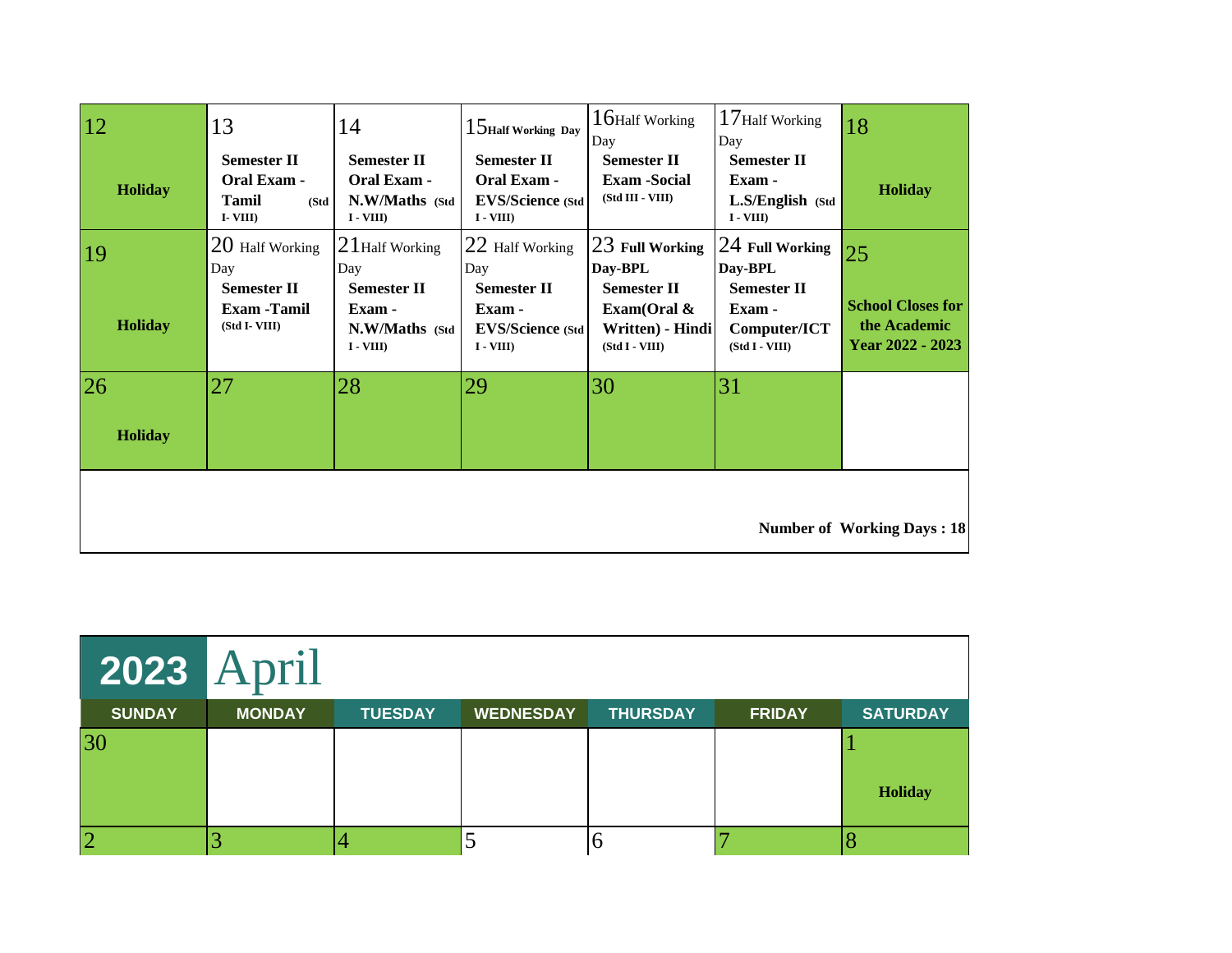| | | | | | | |
|---|---|---|---|---|---|---|
| 12<br>**Holiday** | 13<br>**Semester II Oral Exam - Tamil** **(Std I- VIII)** | 14<br>**Semester II Oral Exam - N.W/Maths** **(Std I - VIII)** | 15 **Half Working Day**<br>**Semester II Oral Exam - EVS/Science** **(Std I - VIII)** | 16 Half Working Day<br>**Semester II Exam -Social** **(Std III - VIII)** | 17 Half Working Day<br>**Semester II Exam - L.S/English** **(Std I - VIII)** | 18<br>**Holiday** |
| 19<br>**Holiday** | 20 Half Working Day<br>**Semester II Exam -Tamil** **(Std I- VIII)** | 21 Half Working Day<br>**Semester II Exam - N.W/Maths** **(Std I - VIII)** | 22 Half Working Day<br>**Semester II Exam - EVS/Science** **(Std I - VIII)** | 23 **Full Working Day-BPL**<br>**Semester II Exam(Oral & Written) - Hindi** **(Std I - VIII)** | 24 **Full Working Day-BPL**<br>**Semester II Exam - Computer/ICT** **(Std I - VIII)** | 25<br>**School Closes for the Academic Year 2022 - 2023** |
| 26<br>**Holiday** | 27 | 28 | 29 | 30 | 31 | |

**Number of Working Days : 18**

# 2023 April

| SUNDAY | MONDAY | TUESDAY | WEDNESDAY | THURSDAY | FRIDAY | SATURDAY |
|---|---|---|---|---|---|---|
| 30 | | | | | | 1<br>**Holiday** |
| 2 | 3 | 4 | 5 | 6 | 7 | 8 |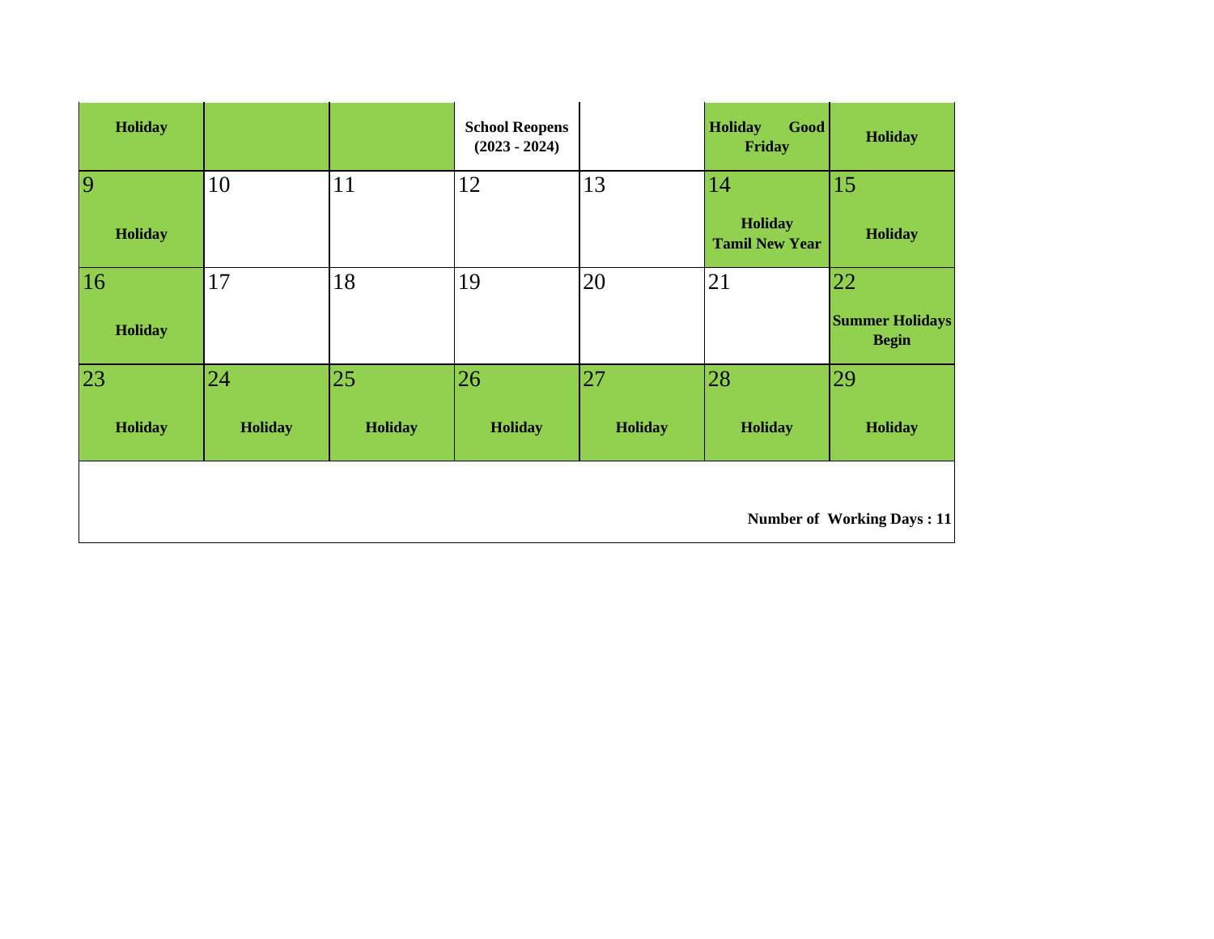| | | | | | | |
|---|---|---|---|---|---|---|
| **Holiday** | | | **School Reopens (2023 - 2024)** | | **Holiday Good Friday** | **Holiday** |
| 9 **Holiday** | 10 | 11 | 12 | 13 | 14 **Holiday Tamil New Year** | 15 **Holiday** |
| 16 **Holiday** | 17 | 18 | 19 | 20 | 21 | 22 **Summer Holidays Begin** |
| 23 **Holiday** | 24 **Holiday** | 25 **Holiday** | 26 **Holiday** | 27 **Holiday** | 28 **Holiday** | 29 **Holiday** |

**Number of Working Days : 11**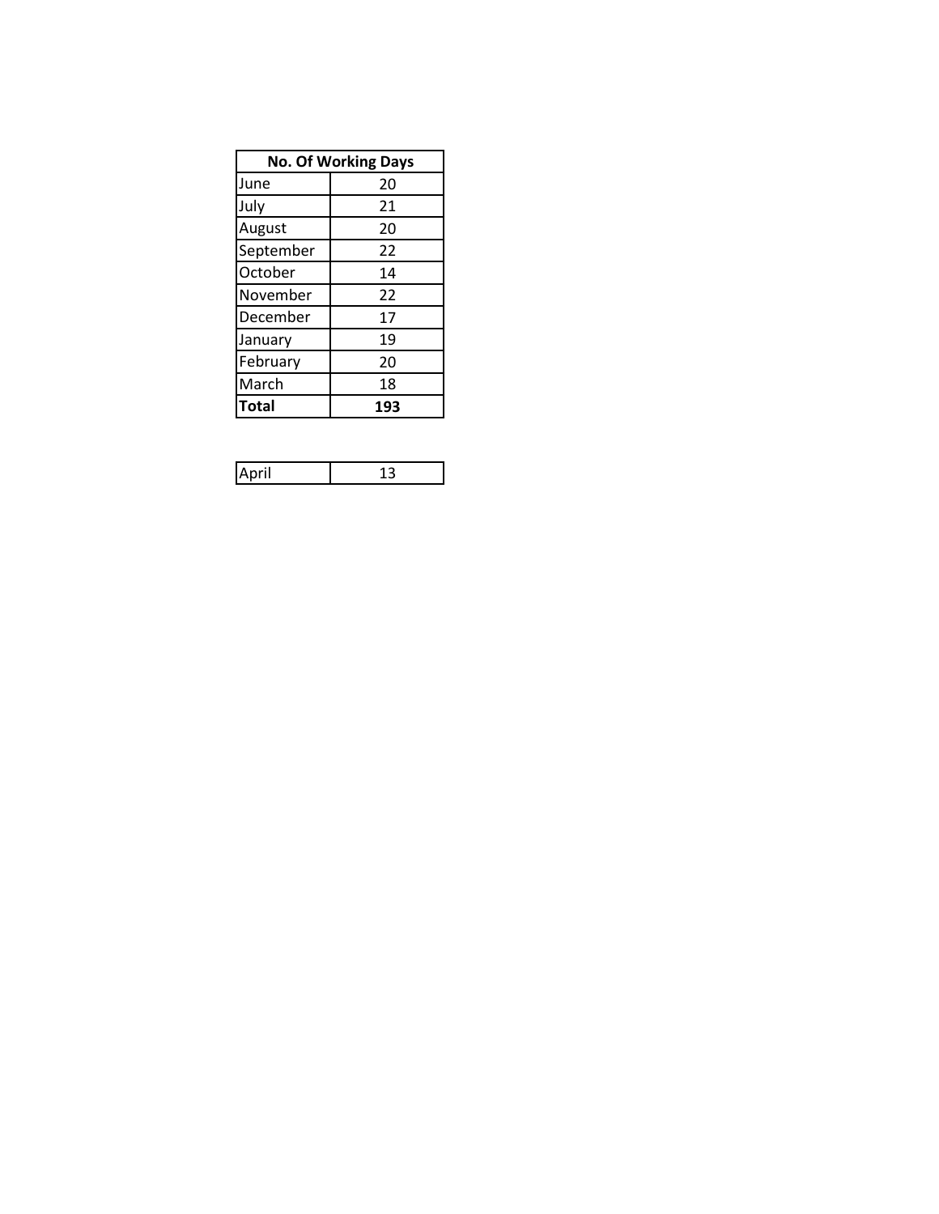| No. Of Working Days | |
|---|---|
| June | 20 |
| July | 21 |
| August | 20 |
| September | 22 |
| October | 14 |
| November | 22 |
| December | 17 |
| January | 19 |
| February | 20 |
| March | 18 |
| **Total** | **193** |

| | |
|---|---|
| April | 13 |